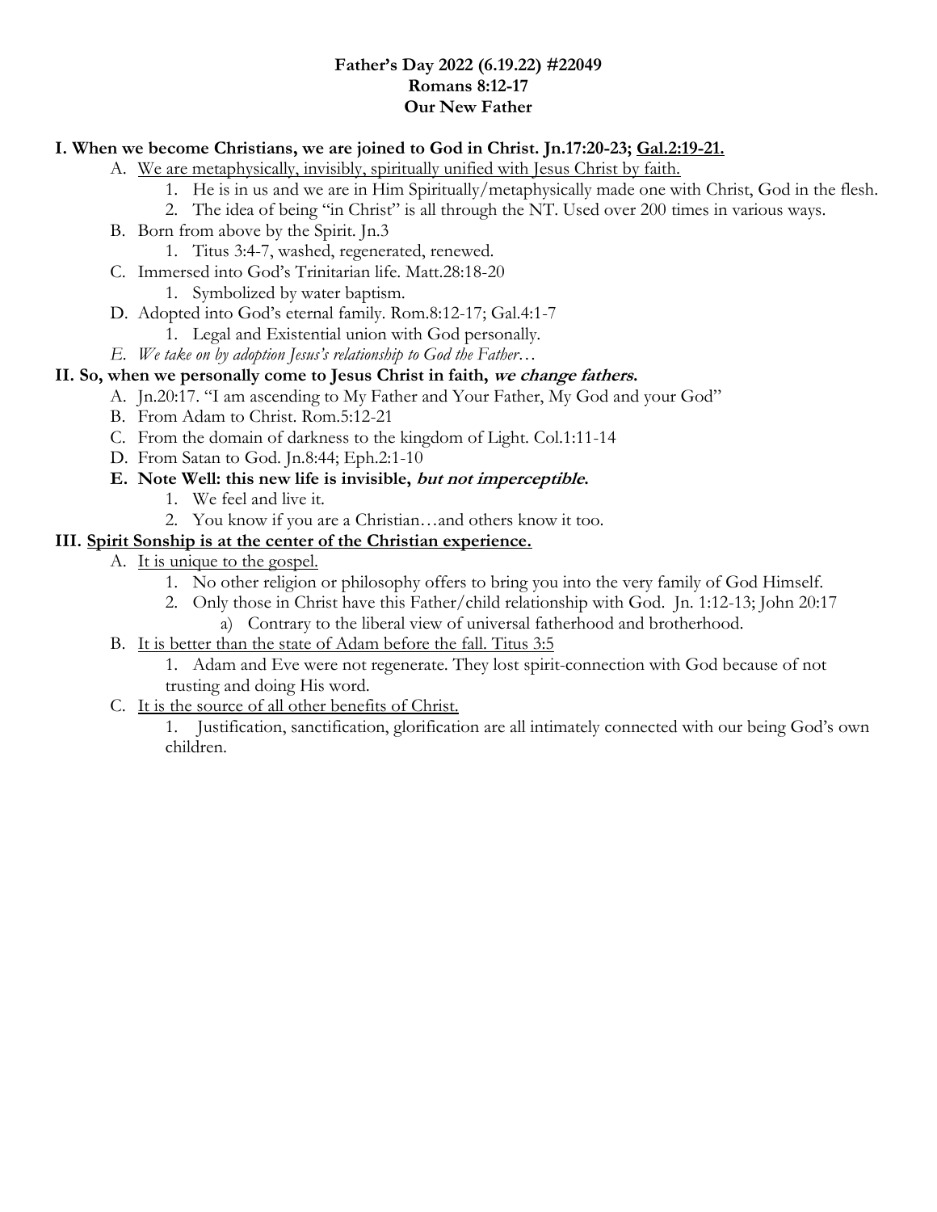**Father's Day 2022 (6.19.22) #22049**
**Romans 8:12-17**
**Our New Father**

**I. When we become Christians, we are joined to God in Christ. Jn.17:20-23; <u>Gal.2:19-21.</u>**

- A. <u>We are metaphysically, invisibly, spiritually unified with Jesus Christ by faith.</u>
    1. He is in us and we are in Him Spiritually/metaphysically made one with Christ, God in the flesh.
    2. The idea of being "in Christ" is all through the NT. Used over 200 times in various ways.
- B. Born from above by the Spirit. Jn.3
    1. Titus 3:4-7, washed, regenerated, renewed.
- C. Immersed into God's Trinitarian life. Matt.28:18-20
    1. Symbolized by water baptism.
- D. Adopted into God's eternal family. Rom.8:12-17; Gal.4:1-7
    1. Legal and Existential union with God personally.
- *E. We take on by adoption Jesus's relationship to God the Father…*

**II. So, when we personally come to Jesus Christ in faith, *we change fathers.***

- A. Jn.20:17. "I am ascending to My Father and Your Father, My God and your God"
- B. From Adam to Christ. Rom.5:12-21
- C. From the domain of darkness to the kingdom of Light. Col.1:11-14
- D. From Satan to God. Jn.8:44; Eph.2:1-10
- **E. Note Well: this new life is invisible, *but not imperceptible.***
    1. We feel and live it.
    2. You know if you are a Christian…and others know it too.

**III. <u>Spirit Sonship is at the center of the Christian experience.</u>**

- A. <u>It is unique to the gospel.</u>
    1. No other religion or philosophy offers to bring you into the very family of God Himself.
    2. Only those in Christ have this Father/child relationship with God. Jn. 1:12-13; John 20:17
        - a) Contrary to the liberal view of universal fatherhood and brotherhood.
- B. <u>It is better than the state of Adam before the fall. Titus 3:5</u>
    1. Adam and Eve were not regenerate. They lost spirit-connection with God because of not trusting and doing His word.
- C. <u>It is the source of all other benefits of Christ.</u>
    1. Justification, sanctification, glorification are all intimately connected with our being God's own children.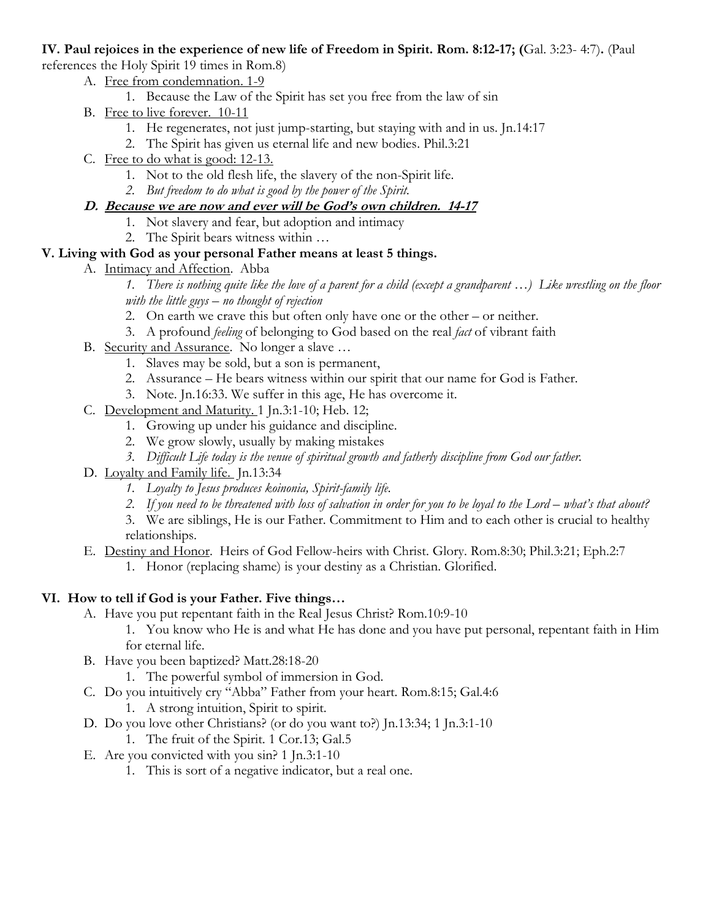**IV. Paul rejoices in the experience of new life of Freedom in Spirit. Rom. 8:12-17; (**Gal. 3:23- 4:7)**.** (Paul references the Holy Spirit 19 times in Rom.8)

- A. <u>Free from condemnation. 1-9</u>
  1. Because the Law of the Spirit has set you free from the law of sin
- B. <u>Free to live forever. 10-11</u>
  1. He regenerates, not just jump-starting, but staying with and in us. Jn.14:17
  2. The Spirit has given us eternal life and new bodies. Phil.3:21
- C. <u>Free to do what is good: 12-13.</u>
  1. Not to the old flesh life, the slavery of the non-Spirit life.
  2. *But freedom to do what is good by the power of the Spirit.*
- ***D. <u>Because we are now and ever will be God's own children. 14-17</u>***
  1. Not slavery and fear, but adoption and intimacy
  2. The Spirit bears witness within …

**V. Living with God as your personal Father means at least 5 things.**

- A. <u>Intimacy and Affection</u>. Abba
  1. *There is nothing quite like the love of a parent for a child (except a grandparent …) Like wrestling on the floor with the little guys – no thought of rejection*
  2. On earth we crave this but often only have one or the other – or neither.
  3. A profound *feeling* of belonging to God based on the real *fact* of vibrant faith
- B. <u>Security and Assurance</u>. No longer a slave …
  1. Slaves may be sold, but a son is permanent,
  2. Assurance – He bears witness within our spirit that our name for God is Father.
  3. Note. Jn.16:33. We suffer in this age, He has overcome it.
- C. <u>Development and Maturity.</u> 1 Jn.3:1-10; Heb. 12;
  1. Growing up under his guidance and discipline.
  2. We grow slowly, usually by making mistakes
  3. *Difficult Life today is the venue of spiritual growth and fatherly discipline from God our father.*
- D. <u>Loyalty and Family life.</u> Jn.13:34
  1. *Loyalty to Jesus produces koinonia, Spirit-family life.*
  2. *If you need to be threatened with loss of salvation in order for you to be loyal to the Lord – what's that about?*
  3. We are siblings, He is our Father. Commitment to Him and to each other is crucial to healthy relationships.
- E. <u>Destiny and Honor</u>. Heirs of God Fellow-heirs with Christ. Glory. Rom.8:30; Phil.3:21; Eph.2:7
  1. Honor (replacing shame) is your destiny as a Christian. Glorified.

**VI. How to tell if God is your Father. Five things…**

- A. Have you put repentant faith in the Real Jesus Christ? Rom.10:9-10
  1. You know who He is and what He has done and you have put personal, repentant faith in Him for eternal life.
- B. Have you been baptized? Matt.28:18-20
  1. The powerful symbol of immersion in God.
- C. Do you intuitively cry "Abba" Father from your heart. Rom.8:15; Gal.4:6
  1. A strong intuition, Spirit to spirit.
- D. Do you love other Christians? (or do you want to?) Jn.13:34; 1 Jn.3:1-10
  1. The fruit of the Spirit. 1 Cor.13; Gal.5
- E. Are you convicted with you sin? 1 Jn.3:1-10
  1. This is sort of a negative indicator, but a real one.